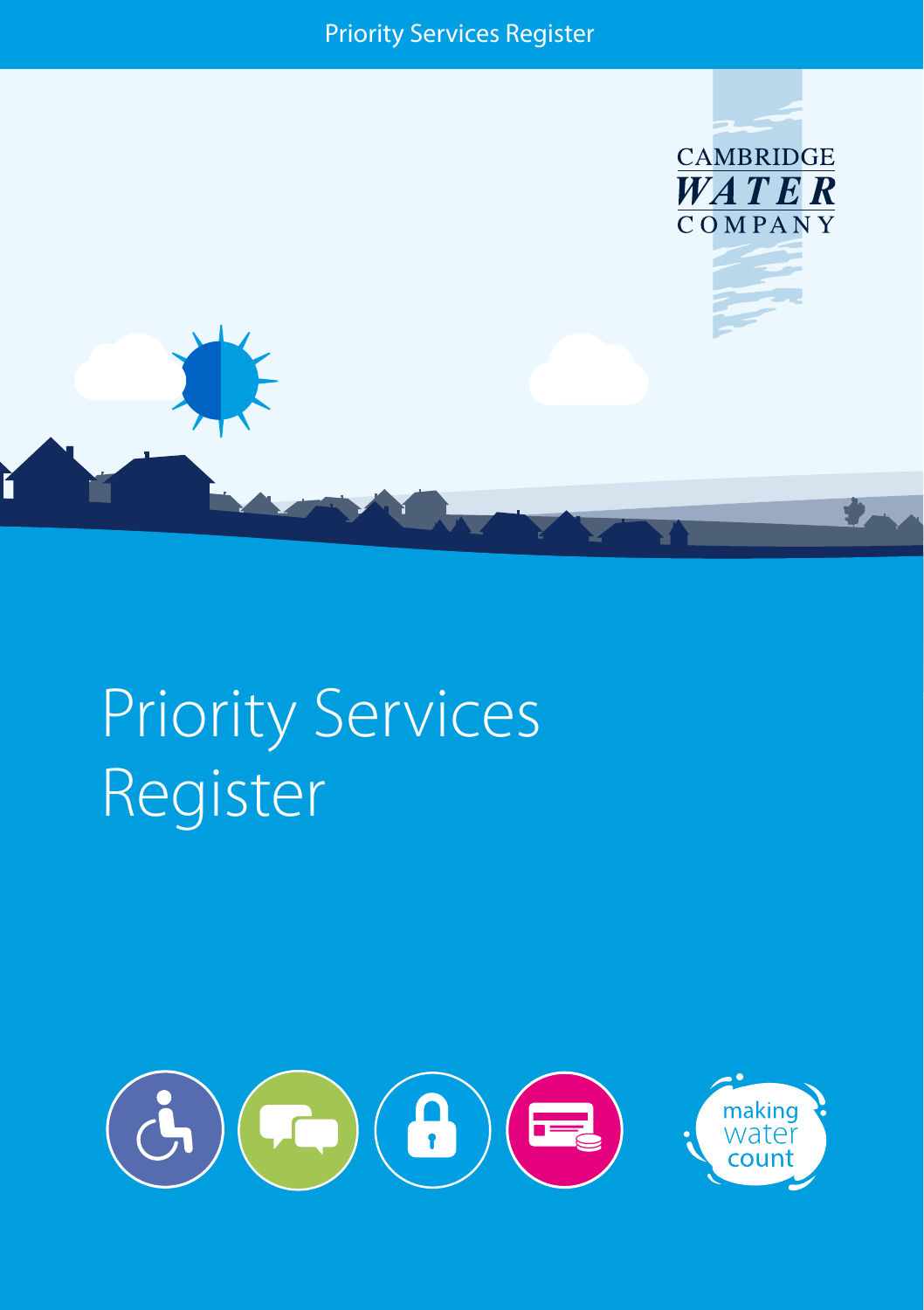Priority Services Register

CAMBRIDGE WATER COMPANY

# Priority Services Register

making water count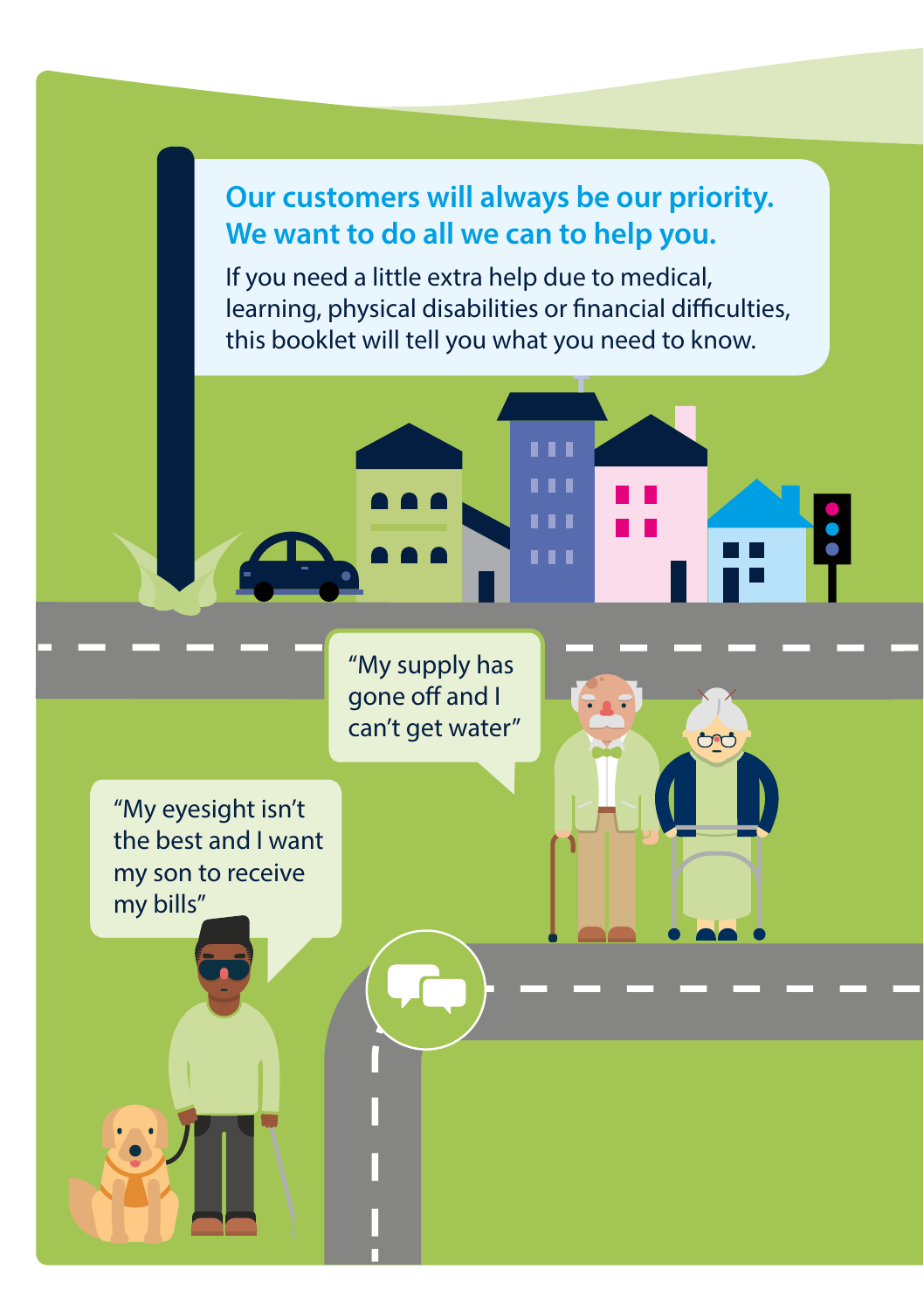## Our customers will always be our priority. We want to do all we can to help you.

If you need a little extra help due to medical, learning, physical disabilities or financial difficulties, this booklet will tell you what you need to know.

"My supply has gone off and I can't get water"

"My eyesight isn't the best and I want my son to receive my bills"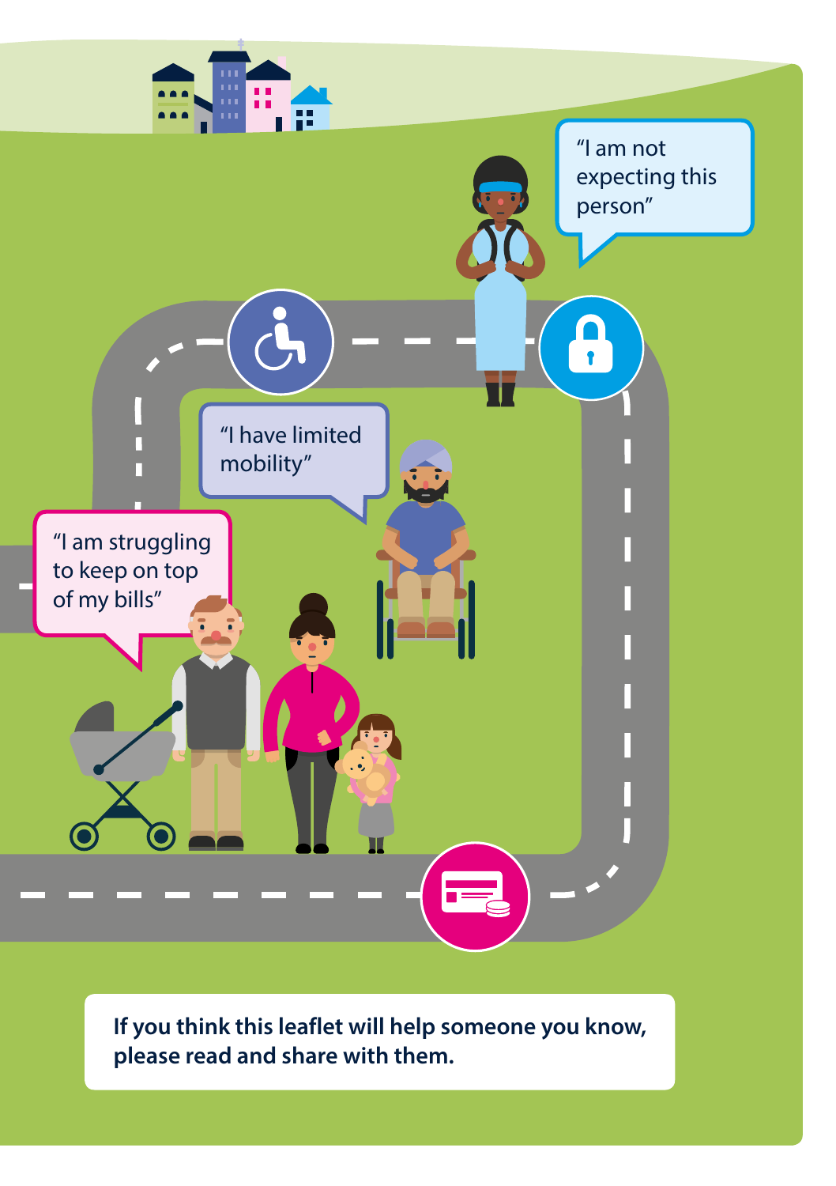"I am not expecting this person"

"I have limited mobility"

"I am struggling to keep on top of my bills"

**If you think this leaflet will help someone you know, please read and share with them.**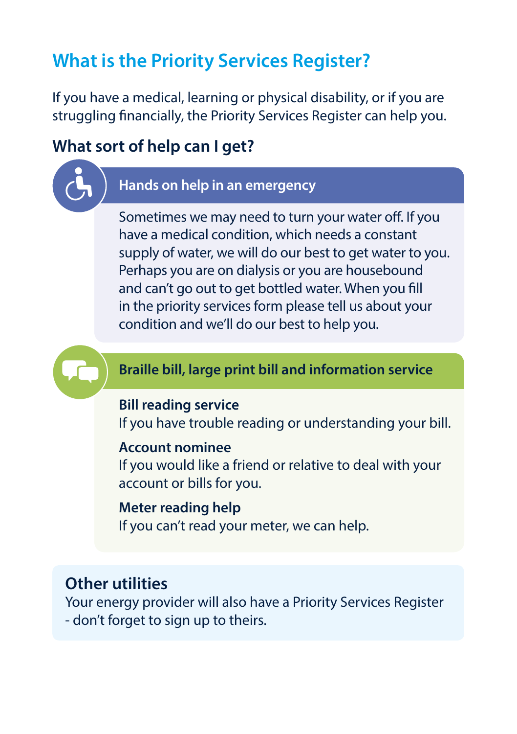# What is the Priority Services Register?

If you have a medical, learning or physical disability, or if you are struggling financially, the Priority Services Register can help you.

## What sort of help can I get?

### Hands on help in an emergency

Sometimes we may need to turn your water off. If you have a medical condition, which needs a constant supply of water, we will do our best to get water to you. Perhaps you are on dialysis or you are housebound and can't go out to get bottled water. When you fill in the priority services form please tell us about your condition and we'll do our best to help you.

### Braille bill, large print bill and information service

**Bill reading service**
If you have trouble reading or understanding your bill.

**Account nominee**
If you would like a friend or relative to deal with your account or bills for you.

**Meter reading help**
If you can't read your meter, we can help.

### Other utilities

Your energy provider will also have a Priority Services Register - don't forget to sign up to theirs.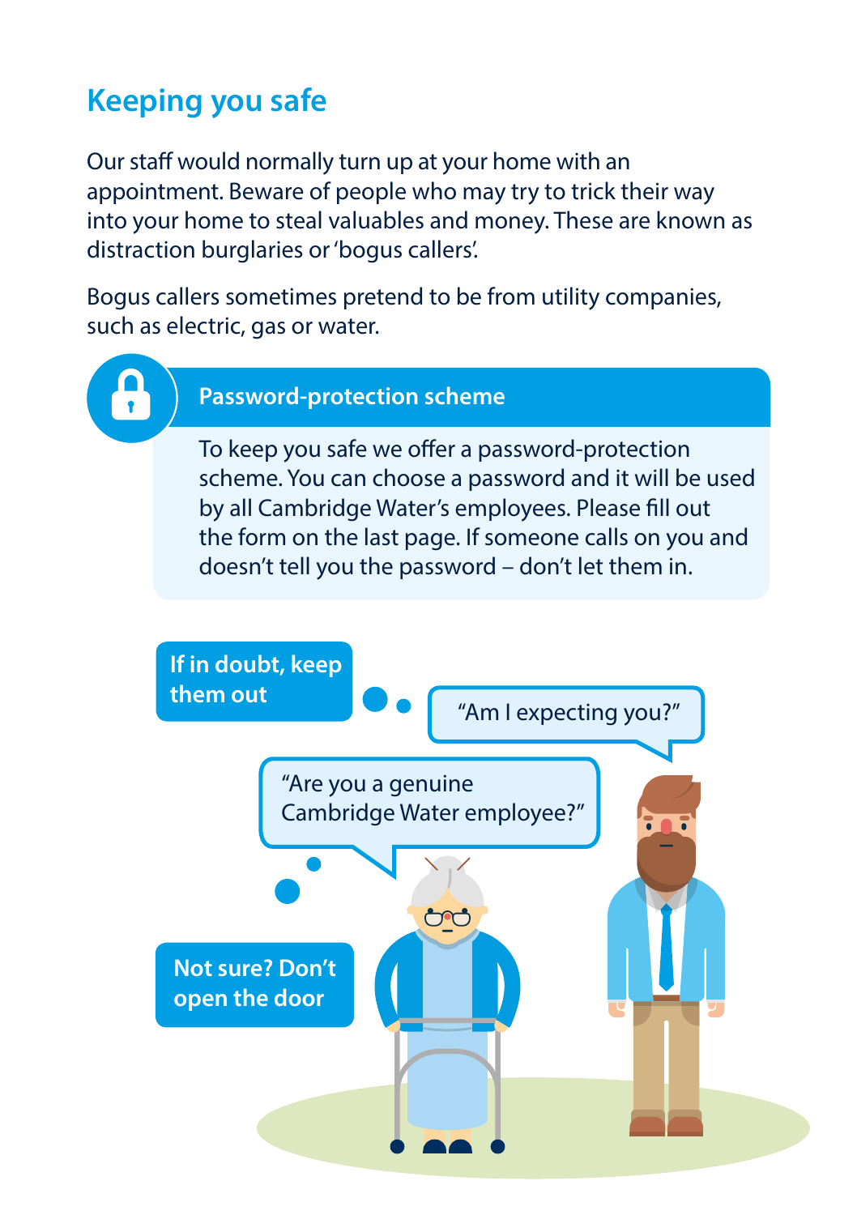## Keeping you safe

Our staff would normally turn up at your home with an appointment. Beware of people who may try to trick their way into your home to steal valuables and money. These are known as distraction burglaries or 'bogus callers'.

Bogus callers sometimes pretend to be from utility companies, such as electric, gas or water.

### Password-protection scheme

To keep you safe we offer a password-protection scheme. You can choose a password and it will be used by all Cambridge Water's employees. Please fill out the form on the last page. If someone calls on you and doesn't tell you the password – don't let them in.

**If in doubt, keep them out**

"Am I expecting you?"

"Are you a genuine Cambridge Water employee?"

**Not sure? Don't open the door**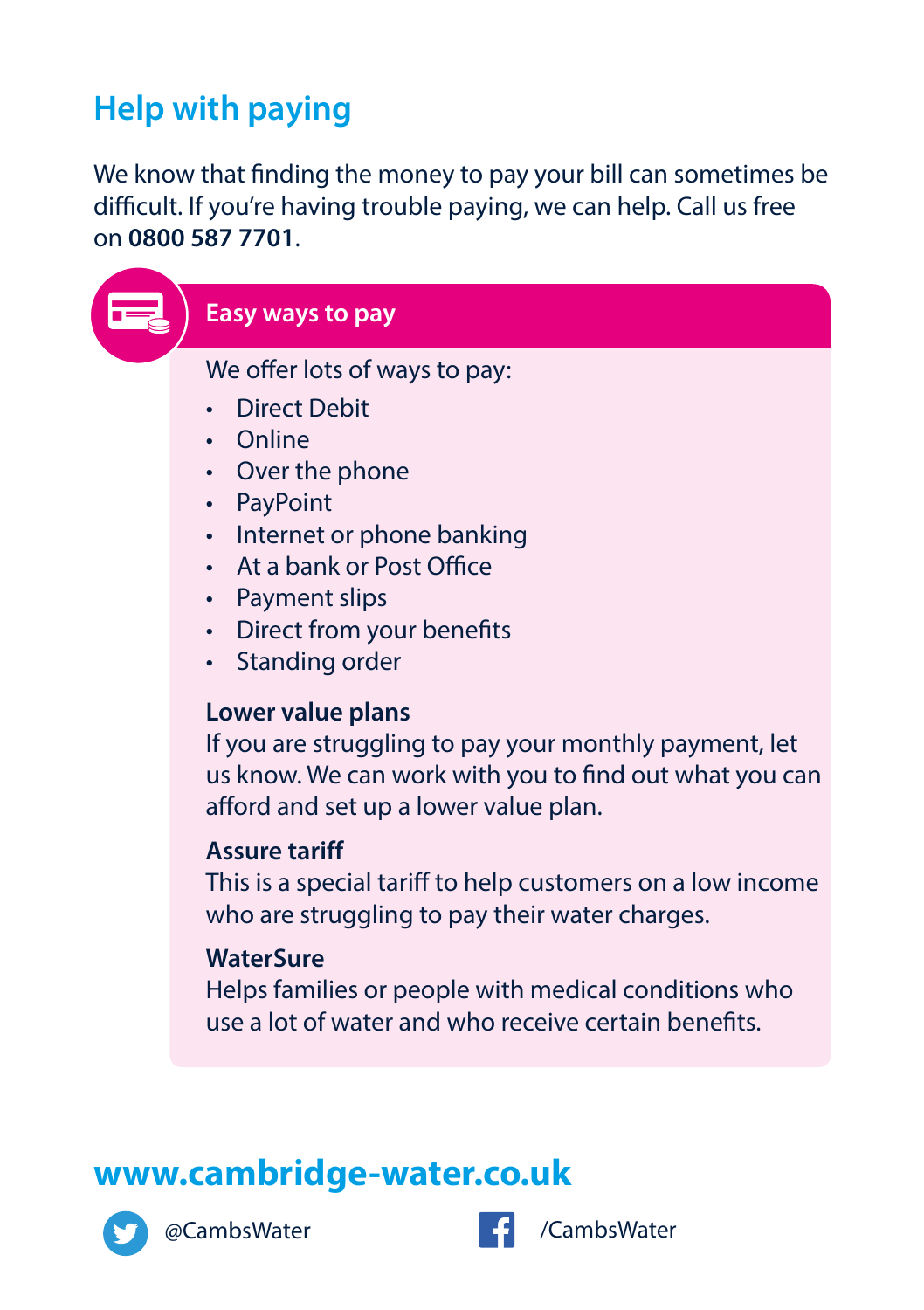## Help with paying

We know that finding the money to pay your bill can sometimes be difficult. If you're having trouble paying, we can help. Call us free on **0800 587 7701**.

### Easy ways to pay

We offer lots of ways to pay:

- Direct Debit
- Online
- Over the phone
- PayPoint
- Internet or phone banking
- At a bank or Post Office
- Payment slips
- Direct from your benefits
- Standing order

**Lower value plans**
If you are struggling to pay your monthly payment, let us know. We can work with you to find out what you can afford and set up a lower value plan.

**Assure tariff**
This is a special tariff to help customers on a low income who are struggling to pay their water charges.

**WaterSure**
Helps families or people with medical conditions who use a lot of water and who receive certain benefits.

**www.cambridge-water.co.uk**

@CambsWater

/CambsWater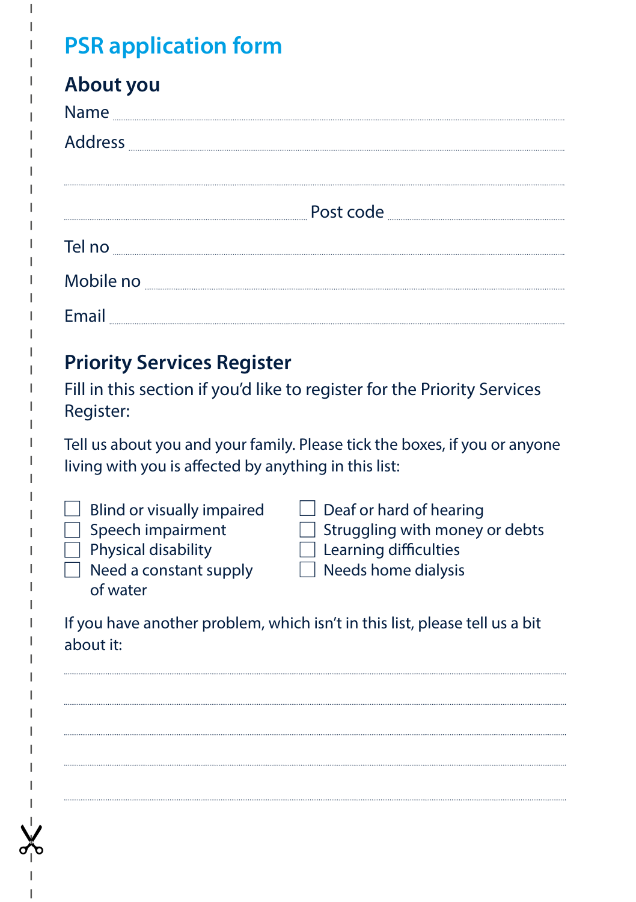# PSR application form

## About you

Name ..................................................................

Address ..................................................................

..................................................................

.................................. Post code ..................................

Tel no ..................................................................

Mobile no ..................................................................

Email ..................................................................

## Priority Services Register

Fill in this section if you'd like to register for the Priority Services Register:

Tell us about you and your family. Please tick the boxes, if you or anyone living with you is affected by anything in this list:

- ☐ Blind or visually impaired
- ☐ Speech impairment
- ☐ Physical disability
- ☐ Need a constant supply of water
- ☐ Deaf or hard of hearing
- ☐ Struggling with money or debts
- ☐ Learning difficulties
- ☐ Needs home dialysis

If you have another problem, which isn't in this list, please tell us a bit about it:

..................................................................

..................................................................

..................................................................

..................................................................

..................................................................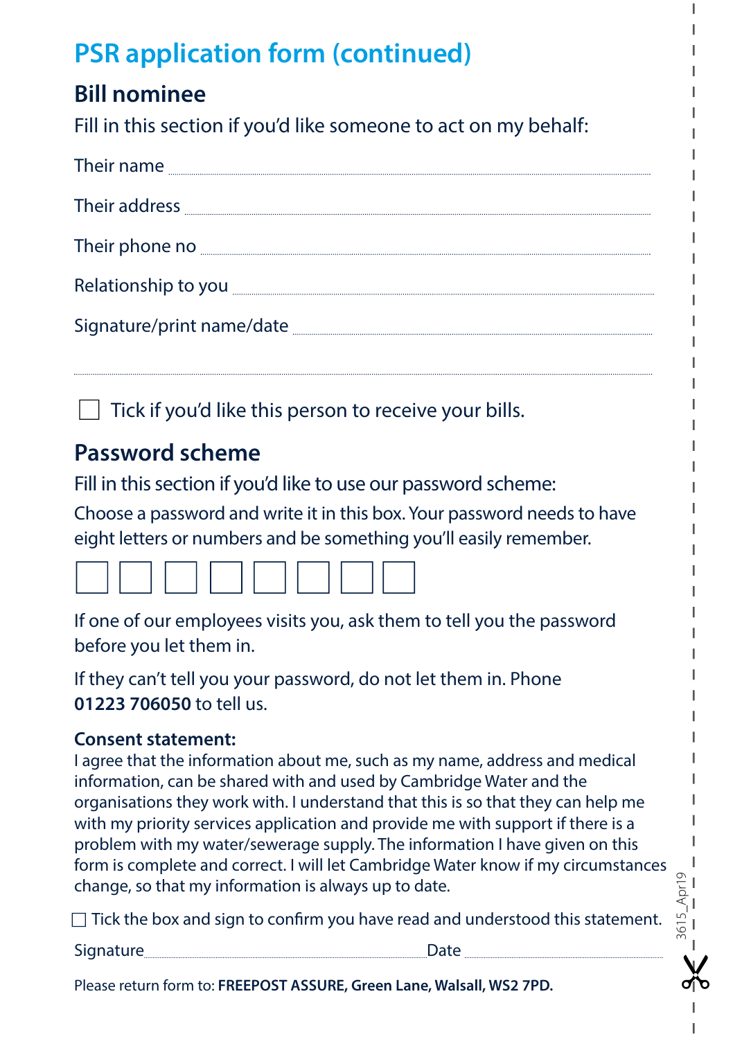# PSR application form (continued)

## Bill nominee

Fill in this section if you'd like someone to act on my behalf:

Their name ..............................................................................................

Their address ..............................................................................................

Their phone no ..............................................................................................

Relationship to you ..............................................................................................

Signature/print name/date ..............................................................................................

..............................................................................................

☐ Tick if you'd like this person to receive your bills.

## Password scheme

Fill in this section if you'd like to use our password scheme:

Choose a password and write it in this box. Your password needs to have eight letters or numbers and be something you'll easily remember.

☐ ☐ ☐ ☐ ☐ ☐ ☐ ☐

If one of our employees visits you, ask them to tell you the password before you let them in.

If they can't tell you your password, do not let them in. Phone **01223 706050** to tell us.

### Consent statement:

I agree that the information about me, such as my name, address and medical information, can be shared with and used by Cambridge Water and the organisations they work with. I understand that this is so that they can help me with my priority services application and provide me with support if there is a problem with my water/sewerage supply. The information I have given on this form is complete and correct. I will let Cambridge Water know if my circumstances change, so that my information is always up to date.

☐ Tick the box and sign to confirm you have read and understood this statement.

Signature .............................................................................................. Date ..............................

Please return form to: **FREEPOST ASSURE, Green Lane, Walsall, WS2 7PD.**

3615_Apr19